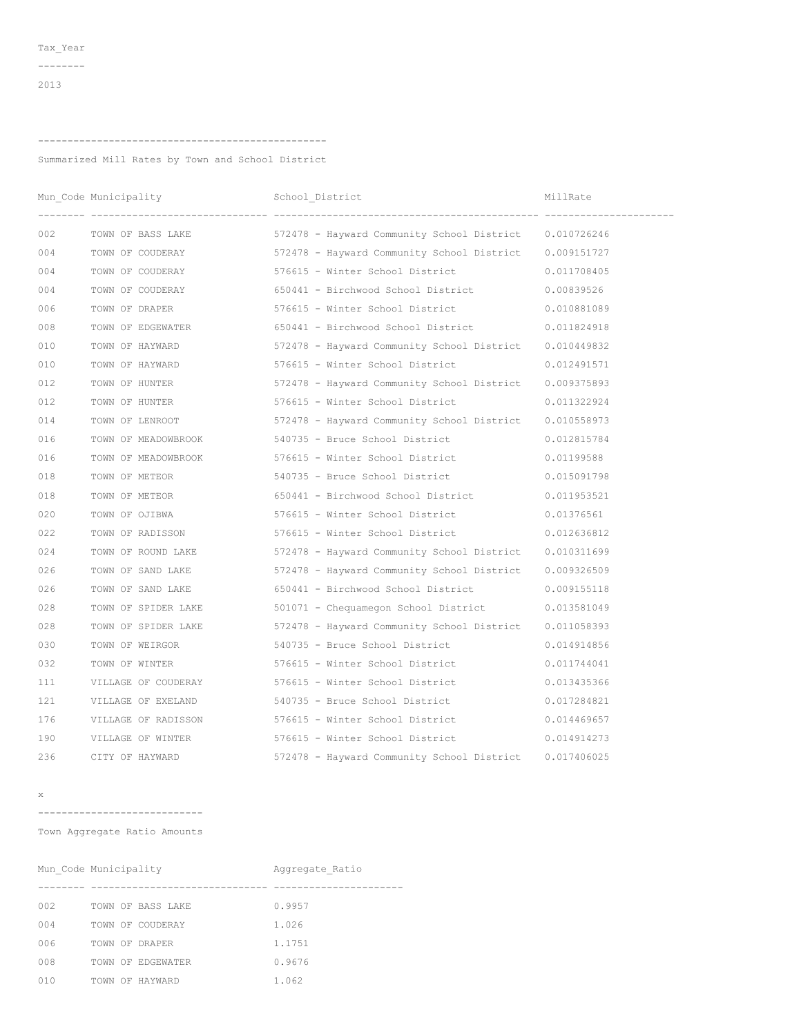Tax_Year

--------

2013

------------------------------------------------

Summarized Mill Rates by Town and School District

| Mun_Code | Municipality | School_District | MillRate |
|---|---|---|---|
| 002 | TOWN OF BASS LAKE | 572478 - Hayward Community School District | 0.010726246 |
| 004 | TOWN OF COUDERAY | 572478 - Hayward Community School District | 0.009151727 |
| 004 | TOWN OF COUDERAY | 576615 - Winter School District | 0.011708405 |
| 004 | TOWN OF COUDERAY | 650441 - Birchwood School District | 0.00839526 |
| 006 | TOWN OF DRAPER | 576615 - Winter School District | 0.010881089 |
| 008 | TOWN OF EDGEWATER | 650441 - Birchwood School District | 0.011824918 |
| 010 | TOWN OF HAYWARD | 572478 - Hayward Community School District | 0.010449832 |
| 010 | TOWN OF HAYWARD | 576615 - Winter School District | 0.012491571 |
| 012 | TOWN OF HUNTER | 572478 - Hayward Community School District | 0.009375893 |
| 012 | TOWN OF HUNTER | 576615 - Winter School District | 0.011322924 |
| 014 | TOWN OF LENROOT | 572478 - Hayward Community School District | 0.010558973 |
| 016 | TOWN OF MEADOWBROOK | 540735 - Bruce School District | 0.012815784 |
| 016 | TOWN OF MEADOWBROOK | 576615 - Winter School District | 0.01199588 |
| 018 | TOWN OF METEOR | 540735 - Bruce School District | 0.015091798 |
| 018 | TOWN OF METEOR | 650441 - Birchwood School District | 0.011953521 |
| 020 | TOWN OF OJIBWA | 576615 - Winter School District | 0.01376561 |
| 022 | TOWN OF RADISSON | 576615 - Winter School District | 0.012636812 |
| 024 | TOWN OF ROUND LAKE | 572478 - Hayward Community School District | 0.010311699 |
| 026 | TOWN OF SAND LAKE | 572478 - Hayward Community School District | 0.009326509 |
| 026 | TOWN OF SAND LAKE | 650441 - Birchwood School District | 0.009155118 |
| 028 | TOWN OF SPIDER LAKE | 501071 - Chequamegon School District | 0.013581049 |
| 028 | TOWN OF SPIDER LAKE | 572478 - Hayward Community School District | 0.011058393 |
| 030 | TOWN OF WEIRGOR | 540735 - Bruce School District | 0.014914856 |
| 032 | TOWN OF WINTER | 576615 - Winter School District | 0.011744041 |
| 111 | VILLAGE OF COUDERAY | 576615 - Winter School District | 0.013435366 |
| 121 | VILLAGE OF EXELAND | 540735 - Bruce School District | 0.017284821 |
| 176 | VILLAGE OF RADISSON | 576615 - Winter School District | 0.014469657 |
| 190 | VILLAGE OF WINTER | 576615 - Winter School District | 0.014914273 |
| 236 | CITY OF HAYWARD | 572478 - Hayward Community School District | 0.017406025 |

x

---------------------------

Town Aggregate Ratio Amounts

| Mun_Code | Municipality | Aggregate_Ratio |
|---|---|---|
| 002 | TOWN OF BASS LAKE | 0.9957 |
| 004 | TOWN OF COUDERAY | 1.026 |
| 006 | TOWN OF DRAPER | 1.1751 |
| 008 | TOWN OF EDGEWATER | 0.9676 |
| 010 | TOWN OF HAYWARD | 1.062 |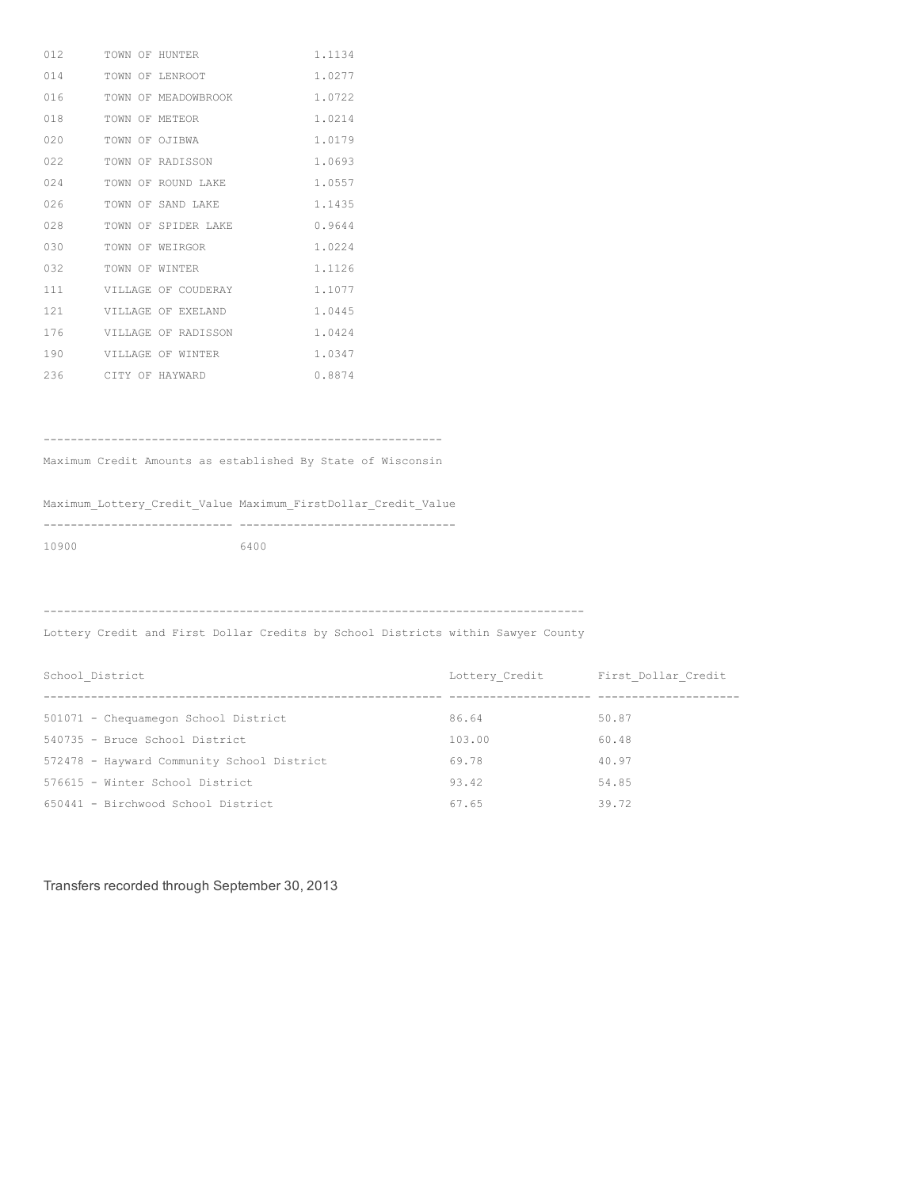| | | |
|---|---|---|
| 012 | TOWN OF HUNTER | 1.1134 |
| 014 | TOWN OF LENROOT | 1.0277 |
| 016 | TOWN OF MEADOWBROOK | 1.0722 |
| 018 | TOWN OF METEOR | 1.0214 |
| 020 | TOWN OF OJIBWA | 1.0179 |
| 022 | TOWN OF RADISSON | 1.0693 |
| 024 | TOWN OF ROUND LAKE | 1.0557 |
| 026 | TOWN OF SAND LAKE | 1.1435 |
| 028 | TOWN OF SPIDER LAKE | 0.9644 |
| 030 | TOWN OF WEIRGOR | 1.0224 |
| 032 | TOWN OF WINTER | 1.1126 |
| 111 | VILLAGE OF COUDERAY | 1.1077 |
| 121 | VILLAGE OF EXELAND | 1.0445 |
| 176 | VILLAGE OF RADISSON | 1.0424 |
| 190 | VILLAGE OF WINTER | 1.0347 |
| 236 | CITY OF HAYWARD | 0.8874 |

---

Maximum Credit Amounts as established By State of Wisconsin

| Maximum_Lottery_Credit_Value | Maximum_FirstDollar_Credit_Value |
|---|---|
| 10900 | 6400 |

---

Lottery Credit and First Dollar Credits by School Districts within Sawyer County

| School_District | Lottery_Credit | First_Dollar_Credit |
|---|---|---|
| 501071 - Chequamegon School District | 86.64 | 50.87 |
| 540735 - Bruce School District | 103.00 | 60.48 |
| 572478 - Hayward Community School District | 69.78 | 40.97 |
| 576615 - Winter School District | 93.42 | 54.85 |
| 650441 - Birchwood School District | 67.65 | 39.72 |

Transfers recorded through September 30, 2013